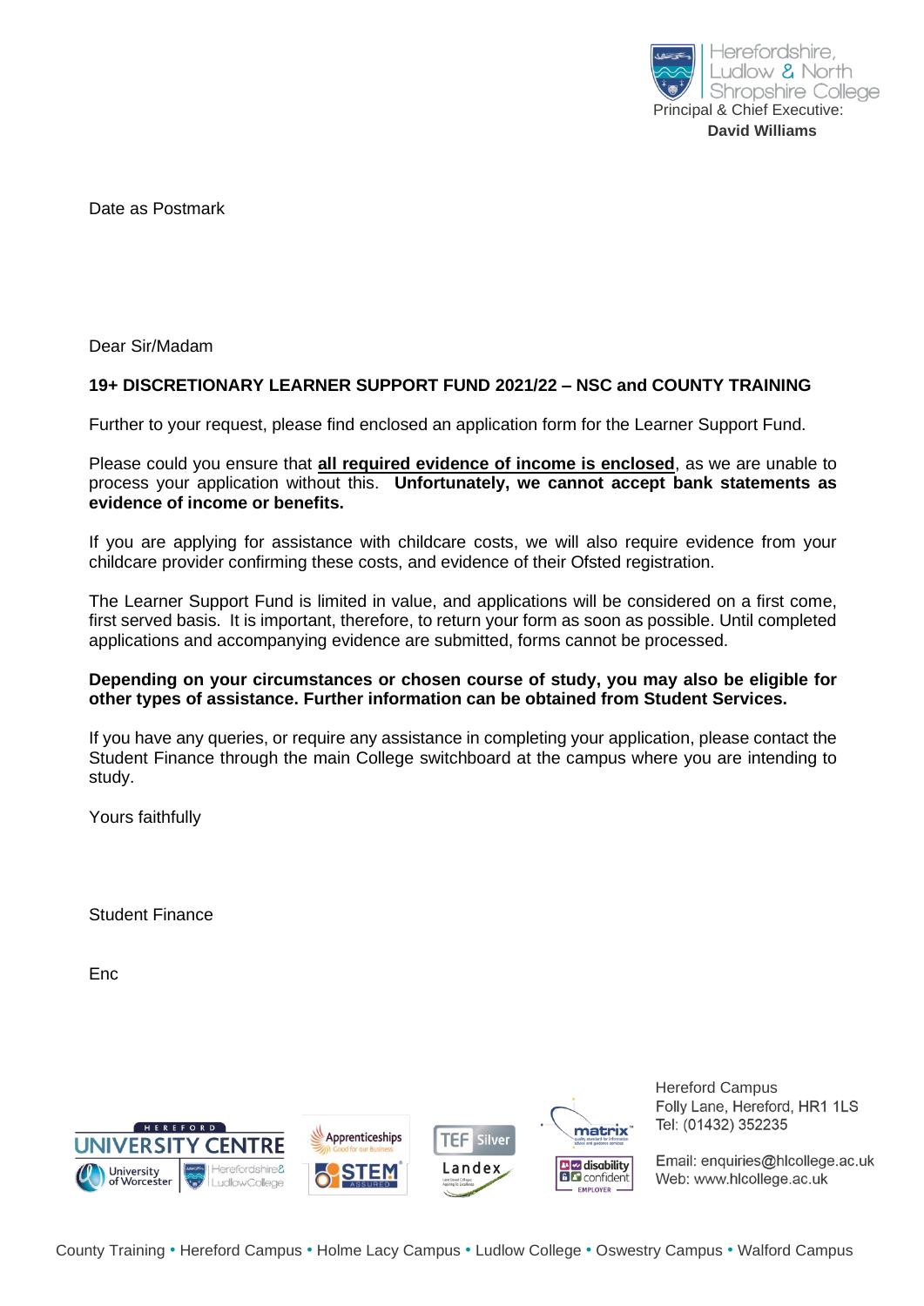Herefordshire, Ludlow & North Shropshire College
Principal & Chief Executive:
**David Williams**

Date as Postmark

Dear Sir/Madam

**19+ DISCRETIONARY LEARNER SUPPORT FUND 2021/22 – NSC and COUNTY TRAINING**

Further to your request, please find enclosed an application form for the Learner Support Fund.

Please could you ensure that **all required evidence of income is enclosed**, as we are unable to process your application without this. **Unfortunately, we cannot accept bank statements as evidence of income or benefits.**

If you are applying for assistance with childcare costs, we will also require evidence from your childcare provider confirming these costs, and evidence of their Ofsted registration.

The Learner Support Fund is limited in value, and applications will be considered on a first come, first served basis. It is important, therefore, to return your form as soon as possible. Until completed applications and accompanying evidence are submitted, forms cannot be processed.

**Depending on your circumstances or chosen course of study, you may also be eligible for other types of assistance. Further information can be obtained from Student Services.**

If you have any queries, or require any assistance in completing your application, please contact the Student Finance through the main College switchboard at the campus where you are intending to study.

Yours faithfully

Student Finance

Enc

Hereford Campus
Folly Lane, Hereford, HR1 1LS
Tel: (01432) 352235

Email: enquiries@hlcollege.ac.uk
Web: www.hlcollege.ac.uk

County Training • Hereford Campus • Holme Lacy Campus • Ludlow College • Oswestry Campus • Walford Campus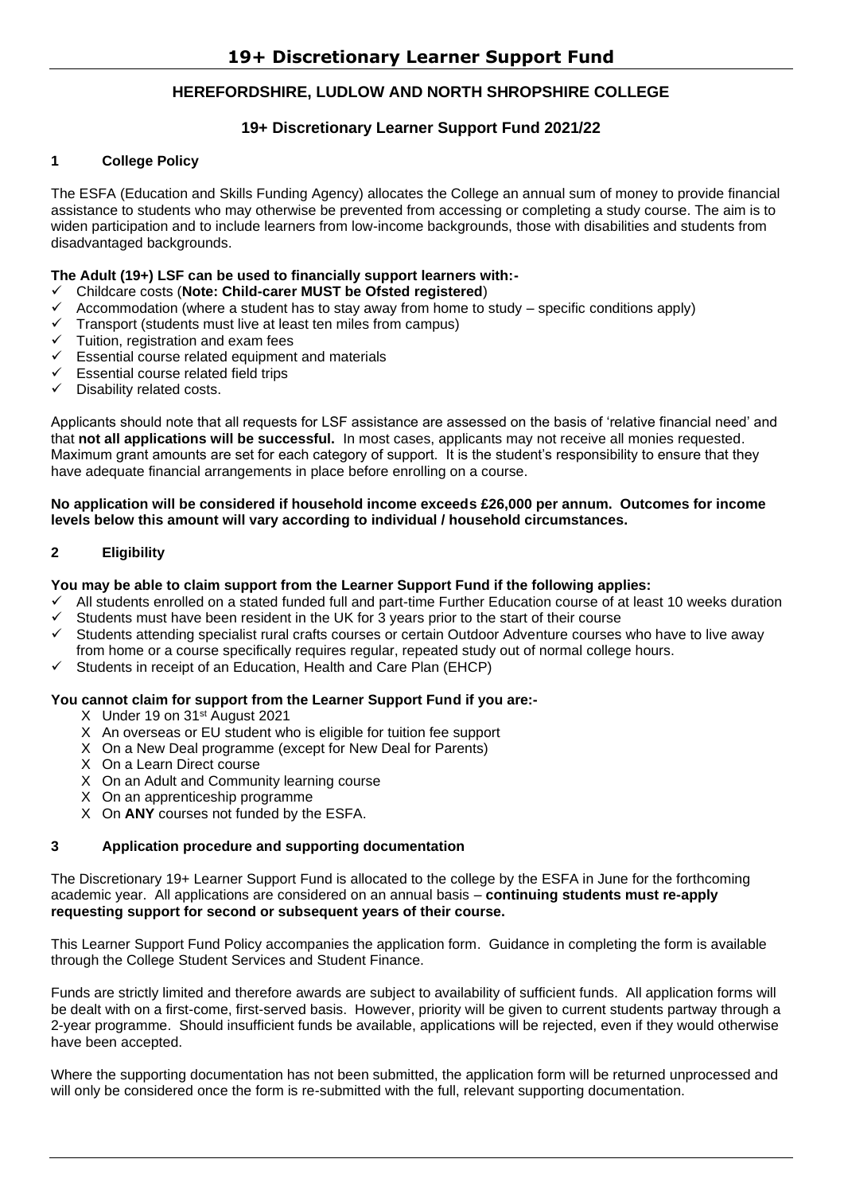# 19+ Discretionary Learner Support Fund

## HEREFORDSHIRE, LUDLOW AND NORTH SHROPSHIRE COLLEGE

### 19+ Discretionary Learner Support Fund 2021/22

### 1 College Policy

The ESFA (Education and Skills Funding Agency) allocates the College an annual sum of money to provide financial assistance to students who may otherwise be prevented from accessing or completing a study course. The aim is to widen participation and to include learners from low-income backgrounds, those with disabilities and students from disadvantaged backgrounds.

**The Adult (19+) LSF can be used to financially support learners with:-**

- ✓ Childcare costs (**Note: Child-carer MUST be Ofsted registered**)
- ✓ Accommodation (where a student has to stay away from home to study – specific conditions apply)
- ✓ Transport (students must live at least ten miles from campus)
- ✓ Tuition, registration and exam fees
- ✓ Essential course related equipment and materials
- ✓ Essential course related field trips
- ✓ Disability related costs.

Applicants should note that all requests for LSF assistance are assessed on the basis of 'relative financial need' and that **not all applications will be successful.** In most cases, applicants may not receive all monies requested. Maximum grant amounts are set for each category of support. It is the student's responsibility to ensure that they have adequate financial arrangements in place before enrolling on a course.

**No application will be considered if household income exceeds £26,000 per annum. Outcomes for income levels below this amount will vary according to individual / household circumstances.**

### 2 Eligibility

**You may be able to claim support from the Learner Support Fund if the following applies:**

- ✓ All students enrolled on a stated funded full and part-time Further Education course of at least 10 weeks duration
- ✓ Students must have been resident in the UK for 3 years prior to the start of their course
- ✓ Students attending specialist rural crafts courses or certain Outdoor Adventure courses who have to live away from home or a course specifically requires regular, repeated study out of normal college hours.
- ✓ Students in receipt of an Education, Health and Care Plan (EHCP)

**You cannot claim for support from the Learner Support Fund if you are:-**

- X Under 19 on 31st August 2021
- X An overseas or EU student who is eligible for tuition fee support
- X On a New Deal programme (except for New Deal for Parents)
- X On a Learn Direct course
- X On an Adult and Community learning course
- X On an apprenticeship programme
- X On **ANY** courses not funded by the ESFA.

### 3 Application procedure and supporting documentation

The Discretionary 19+ Learner Support Fund is allocated to the college by the ESFA in June for the forthcoming academic year. All applications are considered on an annual basis – **continuing students must re-apply requesting support for second or subsequent years of their course.**

This Learner Support Fund Policy accompanies the application form. Guidance in completing the form is available through the College Student Services and Student Finance.

Funds are strictly limited and therefore awards are subject to availability of sufficient funds. All application forms will be dealt with on a first-come, first-served basis. However, priority will be given to current students partway through a 2-year programme. Should insufficient funds be available, applications will be rejected, even if they would otherwise have been accepted.

Where the supporting documentation has not been submitted, the application form will be returned unprocessed and will only be considered once the form is re-submitted with the full, relevant supporting documentation.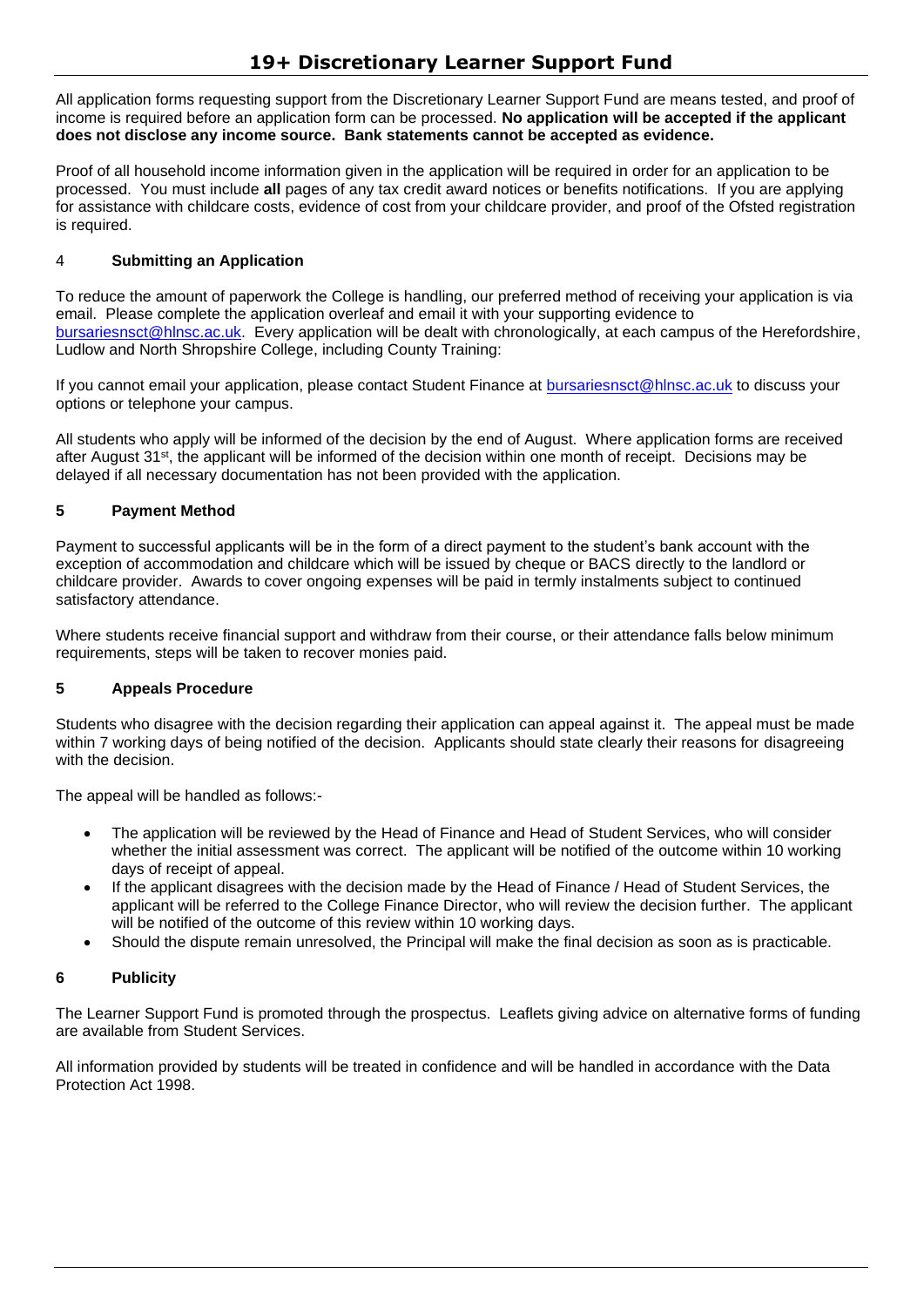# 19+ Discretionary Learner Support Fund

All application forms requesting support from the Discretionary Learner Support Fund are means tested, and proof of income is required before an application form can be processed. **No application will be accepted if the applicant does not disclose any income source. Bank statements cannot be accepted as evidence.**

Proof of all household income information given in the application will be required in order for an application to be processed. You must include **all** pages of any tax credit award notices or benefits notifications. If you are applying for assistance with childcare costs, evidence of cost from your childcare provider, and proof of the Ofsted registration is required.

## 4 **Submitting an Application**

To reduce the amount of paperwork the College is handling, our preferred method of receiving your application is via email. Please complete the application overleaf and email it with your supporting evidence to bursariesnsct@hlnsc.ac.uk. Every application will be dealt with chronologically, at each campus of the Herefordshire, Ludlow and North Shropshire College, including County Training:

If you cannot email your application, please contact Student Finance at bursariesnsct@hlnsc.ac.uk to discuss your options or telephone your campus.

All students who apply will be informed of the decision by the end of August. Where application forms are received after August 31st, the applicant will be informed of the decision within one month of receipt. Decisions may be delayed if all necessary documentation has not been provided with the application.

## 5 Payment Method

Payment to successful applicants will be in the form of a direct payment to the student's bank account with the exception of accommodation and childcare which will be issued by cheque or BACS directly to the landlord or childcare provider. Awards to cover ongoing expenses will be paid in termly instalments subject to continued satisfactory attendance.

Where students receive financial support and withdraw from their course, or their attendance falls below minimum requirements, steps will be taken to recover monies paid.

## 5 Appeals Procedure

Students who disagree with the decision regarding their application can appeal against it. The appeal must be made within 7 working days of being notified of the decision. Applicants should state clearly their reasons for disagreeing with the decision.

The appeal will be handled as follows:-

- The application will be reviewed by the Head of Finance and Head of Student Services, who will consider whether the initial assessment was correct. The applicant will be notified of the outcome within 10 working days of receipt of appeal.
- If the applicant disagrees with the decision made by the Head of Finance / Head of Student Services, the applicant will be referred to the College Finance Director, who will review the decision further. The applicant will be notified of the outcome of this review within 10 working days.
- Should the dispute remain unresolved, the Principal will make the final decision as soon as is practicable.

## 6 Publicity

The Learner Support Fund is promoted through the prospectus. Leaflets giving advice on alternative forms of funding are available from Student Services.

All information provided by students will be treated in confidence and will be handled in accordance with the Data Protection Act 1998.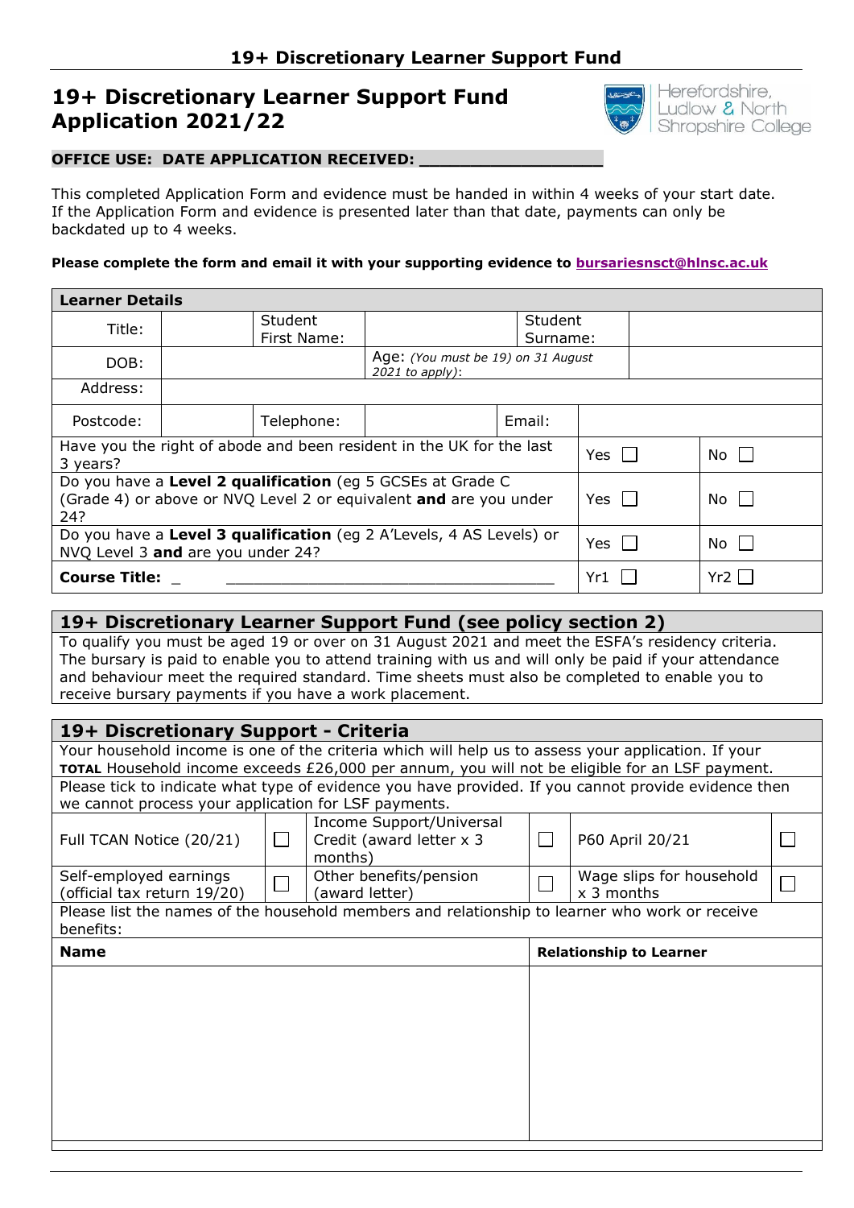# 19+ Discretionary Learner Support Fund Application 2021/22

**OFFICE USE: DATE APPLICATION RECEIVED: ___________________**

This completed Application Form and evidence must be handed in within 4 weeks of your start date. If the Application Form and evidence is presented later than that date, payments can only be backdated up to 4 weeks.

**Please complete the form and email it with your supporting evidence to bursariesnsct@hlnsc.ac.uk**

| **Learner Details** | | | | | | |
|---|---|---|---|---|---|---|
| Title: | | Student First Name: | | Student Surname: | | |
| DOB: | | | Age: *(You must be 19) on 31 August 2021 to apply):* | | | |
| Address: | | | | | | |
| Postcode: | | Telephone: | | Email: | | |
| Have you the right of abode and been resident in the UK for the last 3 years? | | | | | Yes ☐ | No ☐ |
| Do you have a **Level 2 qualification** (eg 5 GCSEs at Grade C (Grade 4) or above or NVQ Level 2 or equivalent **and** are you under 24? | | | | | Yes ☐ | No ☐ |
| Do you have a **Level 3 qualification** (eg 2 A'Levels, 4 AS Levels) or NVQ Level 3 **and** are you under 24? | | | | | Yes ☐ | No ☐ |
| **Course Title:** _ ______________________________________ | | | | | Yr1 ☐ | Yr2 ☐ |

## 19+ Discretionary Learner Support Fund (see policy section 2)

To qualify you must be aged 19 or over on 31 August 2021 and meet the ESFA's residency criteria. The bursary is paid to enable you to attend training with us and will only be paid if your attendance and behaviour meet the required standard. Time sheets must also be completed to enable you to receive bursary payments if you have a work placement.

## 19+ Discretionary Support - Criteria

Your household income is one of the criteria which will help us to assess your application. If your **TOTAL** Household income exceeds £26,000 per annum, you will not be eligible for an LSF payment.

Please tick to indicate what type of evidence you have provided. If you cannot provide evidence then we cannot process your application for LSF payments.

| | | | | | |
|---|---|---|---|---|---|
| Full TCAN Notice (20/21) | ☐ | Income Support/Universal Credit (award letter x 3 months) | ☐ | P60 April 20/21 | ☐ |
| Self-employed earnings (official tax return 19/20) | ☐ | Other benefits/pension (award letter) | ☐ | Wage slips for household x 3 months | ☐ |

Please list the names of the household members and relationship to learner who work or receive benefits:

| **Name** | **Relationship to Learner** |
|---|---|
| | |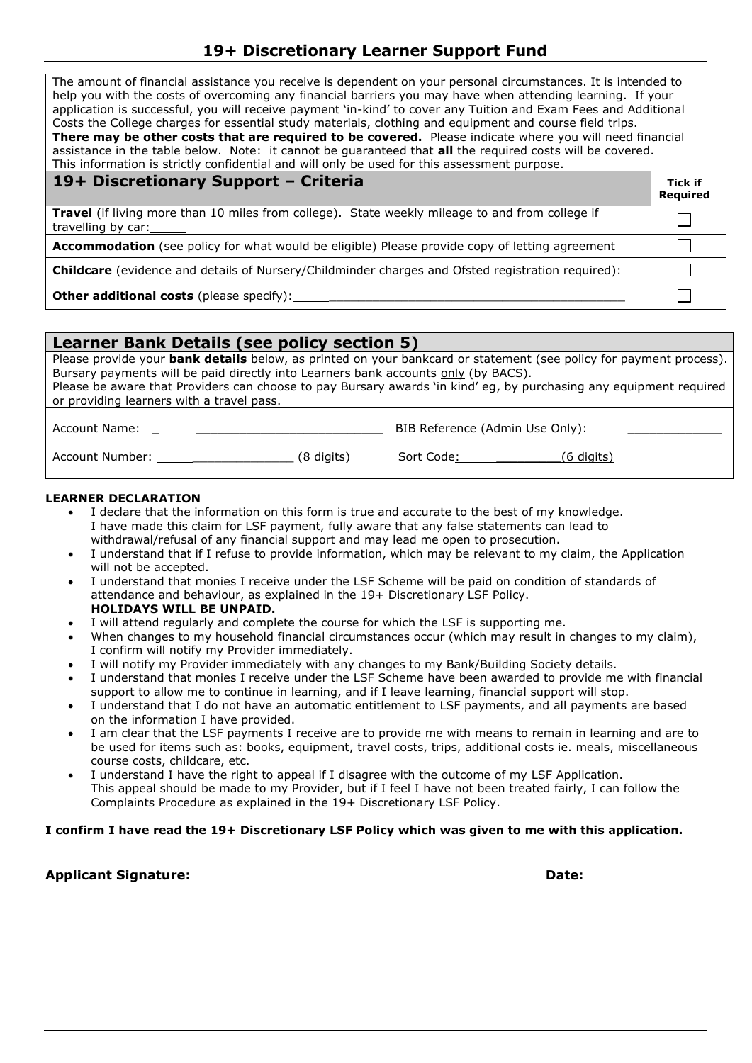# 19+ Discretionary Learner Support Fund

The amount of financial assistance you receive is dependent on your personal circumstances. It is intended to help you with the costs of overcoming any financial barriers you may have when attending learning. If your application is successful, you will receive payment 'in-kind' to cover any Tuition and Exam Fees and Additional Costs the College charges for essential study materials, clothing and equipment and course field trips.
**There may be other costs that are required to be covered.** Please indicate where you will need financial assistance in the table below. Note: it cannot be guaranteed that **all** the required costs will be covered.
This information is strictly confidential and will only be used for this assessment purpose.

| **19+ Discretionary Support – Criteria** | **Tick if Required** |
|---|---|
| **Travel** (if living more than 10 miles from college). State weekly mileage to and from college if travelling by car:_____ | ☐ |
| **Accommodation** (see policy for what would be eligible) Please provide copy of letting agreement | ☐ |
| **Childcare** (evidence and details of Nursery/Childminder charges and Ofsted registration required): | ☐ |
| **Other additional costs** (please specify):_____ | ☐ |

## Learner Bank Details (see policy section 5)

Please provide your **bank details** below, as printed on your bankcard or statement (see policy for payment process). Bursary payments will be paid directly into Learners bank accounts only (by BACS).
Please be aware that Providers can choose to pay Bursary awards 'in kind' eg, by purchasing any equipment required or providing learners with a travel pass.

Account Name: ____________________ BIB Reference (Admin Use Only): ____________________

Account Number: ____________________ (8 digits) Sort Code: ____________ (6 digits)

**LEARNER DECLARATION**

- I declare that the information on this form is true and accurate to the best of my knowledge. I have made this claim for LSF payment, fully aware that any false statements can lead to withdrawal/refusal of any financial support and may lead me open to prosecution.
- I understand that if I refuse to provide information, which may be relevant to my claim, the Application will not be accepted.
- I understand that monies I receive under the LSF Scheme will be paid on condition of standards of attendance and behaviour, as explained in the 19+ Discretionary LSF Policy. **HOLIDAYS WILL BE UNPAID.**
- I will attend regularly and complete the course for which the LSF is supporting me.
- When changes to my household financial circumstances occur (which may result in changes to my claim), I confirm will notify my Provider immediately.
- I will notify my Provider immediately with any changes to my Bank/Building Society details.
- I understand that monies I receive under the LSF Scheme have been awarded to provide me with financial support to allow me to continue in learning, and if I leave learning, financial support will stop.
- I understand that I do not have an automatic entitlement to LSF payments, and all payments are based on the information I have provided.
- I am clear that the LSF payments I receive are to provide me with means to remain in learning and are to be used for items such as: books, equipment, travel costs, trips, additional costs ie. meals, miscellaneous course costs, childcare, etc.
- I understand I have the right to appeal if I disagree with the outcome of my LSF Application. This appeal should be made to my Provider, but if I feel I have not been treated fairly, I can follow the Complaints Procedure as explained in the 19+ Discretionary LSF Policy.

**I confirm I have read the 19+ Discretionary LSF Policy which was given to me with this application.**

**Applicant Signature:** ______________________________ **Date:** ______________